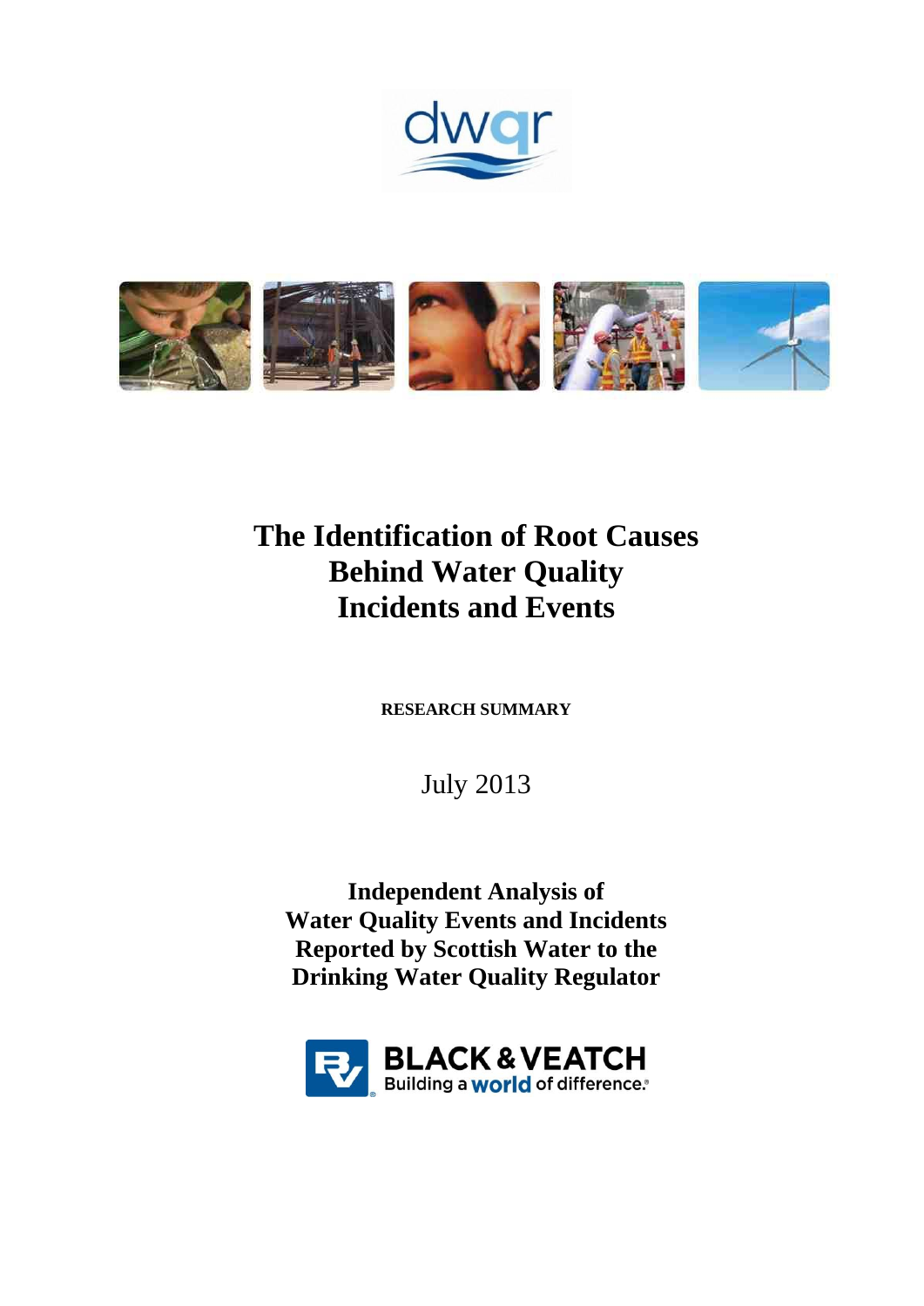dwqr

# The Identification of Root Causes Behind Water Quality Incidents and Events

**RESEARCH SUMMARY**

July 2013

**Independent Analysis of Water Quality Events and Incidents Reported by Scottish Water to the Drinking Water Quality Regulator**

BLACK & VEATCH
Building a world of difference.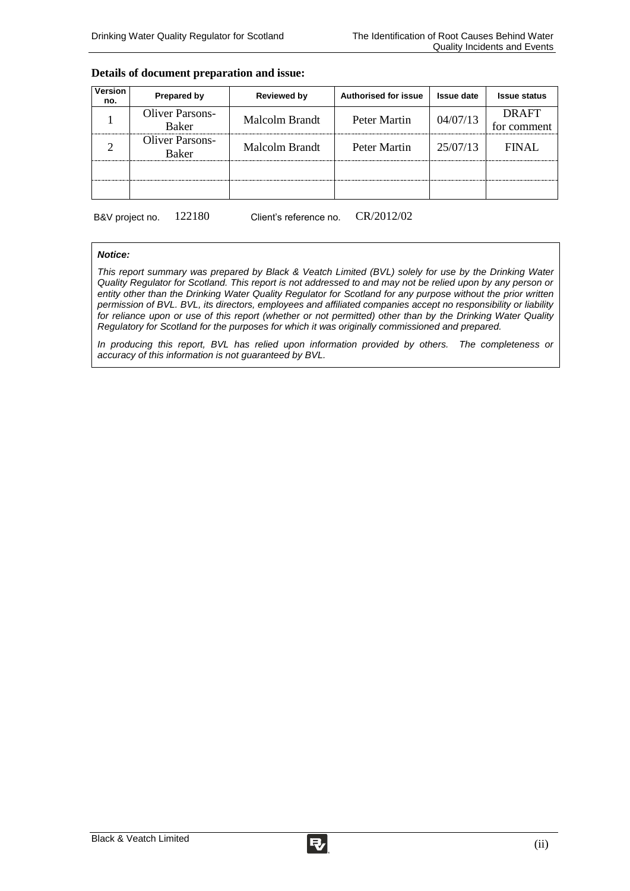**Details of document preparation and issue:**

| Version no. | Prepared by | Reviewed by | Authorised for issue | Issue date | Issue status |
|---|---|---|---|---|---|
| 1 | Oliver Parsons-Baker | Malcolm Brandt | Peter Martin | 04/07/13 | DRAFT for comment |
| 2 | Oliver Parsons-Baker | Malcolm Brandt | Peter Martin | 25/07/13 | FINAL |
| | | | | | |
| | | | | | |

B&V project no. 122180 Client's reference no. CR/2012/02

***Notice:***

*This report summary was prepared by Black & Veatch Limited (BVL) solely for use by the Drinking Water Quality Regulator for Scotland. This report is not addressed to and may not be relied upon by any person or entity other than the Drinking Water Quality Regulator for Scotland for any purpose without the prior written permission of BVL. BVL, its directors, employees and affiliated companies accept no responsibility or liability for reliance upon or use of this report (whether or not permitted) other than by the Drinking Water Quality Regulatory for Scotland for the purposes for which it was originally commissioned and prepared.*

*In producing this report, BVL has relied upon information provided by others. The completeness or accuracy of this information is not guaranteed by BVL.*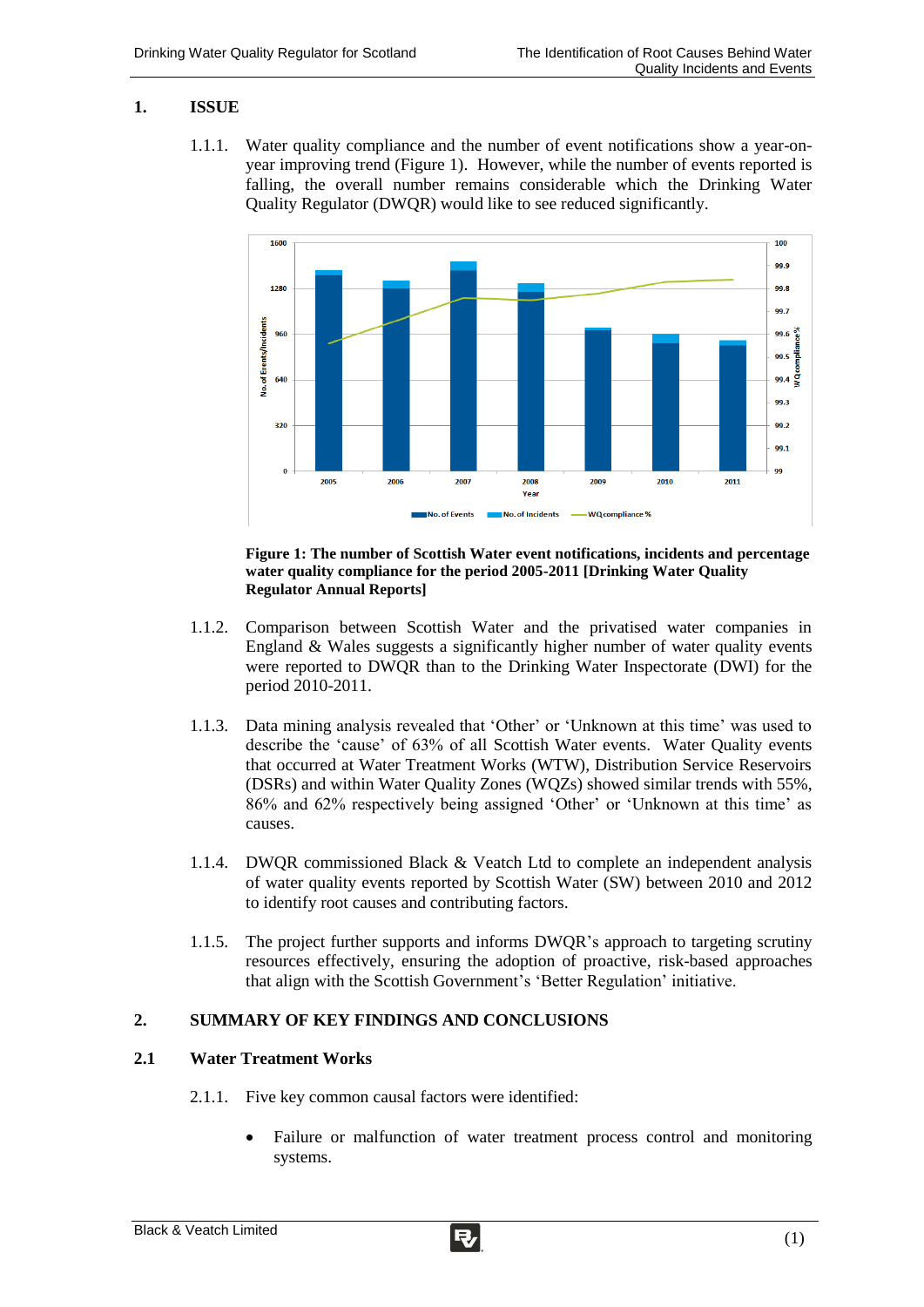## 1. ISSUE

1.1.1. Water quality compliance and the number of event notifications show a year-on-year improving trend (Figure 1). However, while the number of events reported is falling, the overall number remains considerable which the Drinking Water Quality Regulator (DWQR) would like to see reduced significantly.

**Figure 1: The number of Scottish Water event notifications, incidents and percentage water quality compliance for the period 2005-2011 [Drinking Water Quality Regulator Annual Reports]**

1.1.2. Comparison between Scottish Water and the privatised water companies in England & Wales suggests a significantly higher number of water quality events were reported to DWQR than to the Drinking Water Inspectorate (DWI) for the period 2010-2011.

1.1.3. Data mining analysis revealed that 'Other' or 'Unknown at this time' was used to describe the 'cause' of 63% of all Scottish Water events. Water Quality events that occurred at Water Treatment Works (WTW), Distribution Service Reservoirs (DSRs) and within Water Quality Zones (WQZs) showed similar trends with 55%, 86% and 62% respectively being assigned 'Other' or 'Unknown at this time' as causes.

1.1.4. DWQR commissioned Black & Veatch Ltd to complete an independent analysis of water quality events reported by Scottish Water (SW) between 2010 and 2012 to identify root causes and contributing factors.

1.1.5. The project further supports and informs DWQR's approach to targeting scrutiny resources effectively, ensuring the adoption of proactive, risk-based approaches that align with the Scottish Government's 'Better Regulation' initiative.

## 2. SUMMARY OF KEY FINDINGS AND CONCLUSIONS

### 2.1 Water Treatment Works

2.1.1. Five key common causal factors were identified:

- Failure or malfunction of water treatment process control and monitoring systems.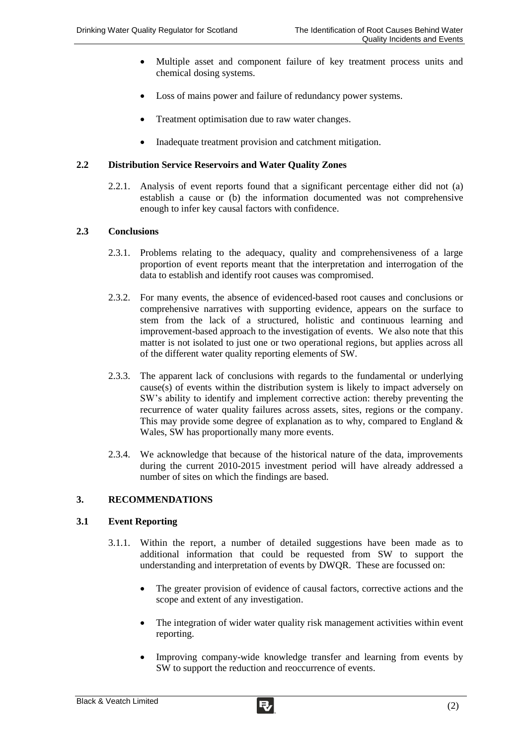- Multiple asset and component failure of key treatment process units and chemical dosing systems.

- Loss of mains power and failure of redundancy power systems.

- Treatment optimisation due to raw water changes.

- Inadequate treatment provision and catchment mitigation.

### 2.2 Distribution Service Reservoirs and Water Quality Zones

2.2.1. Analysis of event reports found that a significant percentage either did not (a) establish a cause or (b) the information documented was not comprehensive enough to infer key causal factors with confidence.

### 2.3 Conclusions

2.3.1. Problems relating to the adequacy, quality and comprehensiveness of a large proportion of event reports meant that the interpretation and interrogation of the data to establish and identify root causes was compromised.

2.3.2. For many events, the absence of evidenced-based root causes and conclusions or comprehensive narratives with supporting evidence, appears on the surface to stem from the lack of a structured, holistic and continuous learning and improvement-based approach to the investigation of events. We also note that this matter is not isolated to just one or two operational regions, but applies across all of the different water quality reporting elements of SW.

2.3.3. The apparent lack of conclusions with regards to the fundamental or underlying cause(s) of events within the distribution system is likely to impact adversely on SW's ability to identify and implement corrective action: thereby preventing the recurrence of water quality failures across assets, sites, regions or the company. This may provide some degree of explanation as to why, compared to England & Wales, SW has proportionally many more events.

2.3.4. We acknowledge that because of the historical nature of the data, improvements during the current 2010-2015 investment period will have already addressed a number of sites on which the findings are based.

## 3. RECOMMENDATIONS

### 3.1 Event Reporting

3.1.1. Within the report, a number of detailed suggestions have been made as to additional information that could be requested from SW to support the understanding and interpretation of events by DWQR. These are focussed on:

- The greater provision of evidence of causal factors, corrective actions and the scope and extent of any investigation.

- The integration of wider water quality risk management activities within event reporting.

- Improving company-wide knowledge transfer and learning from events by SW to support the reduction and reoccurrence of events.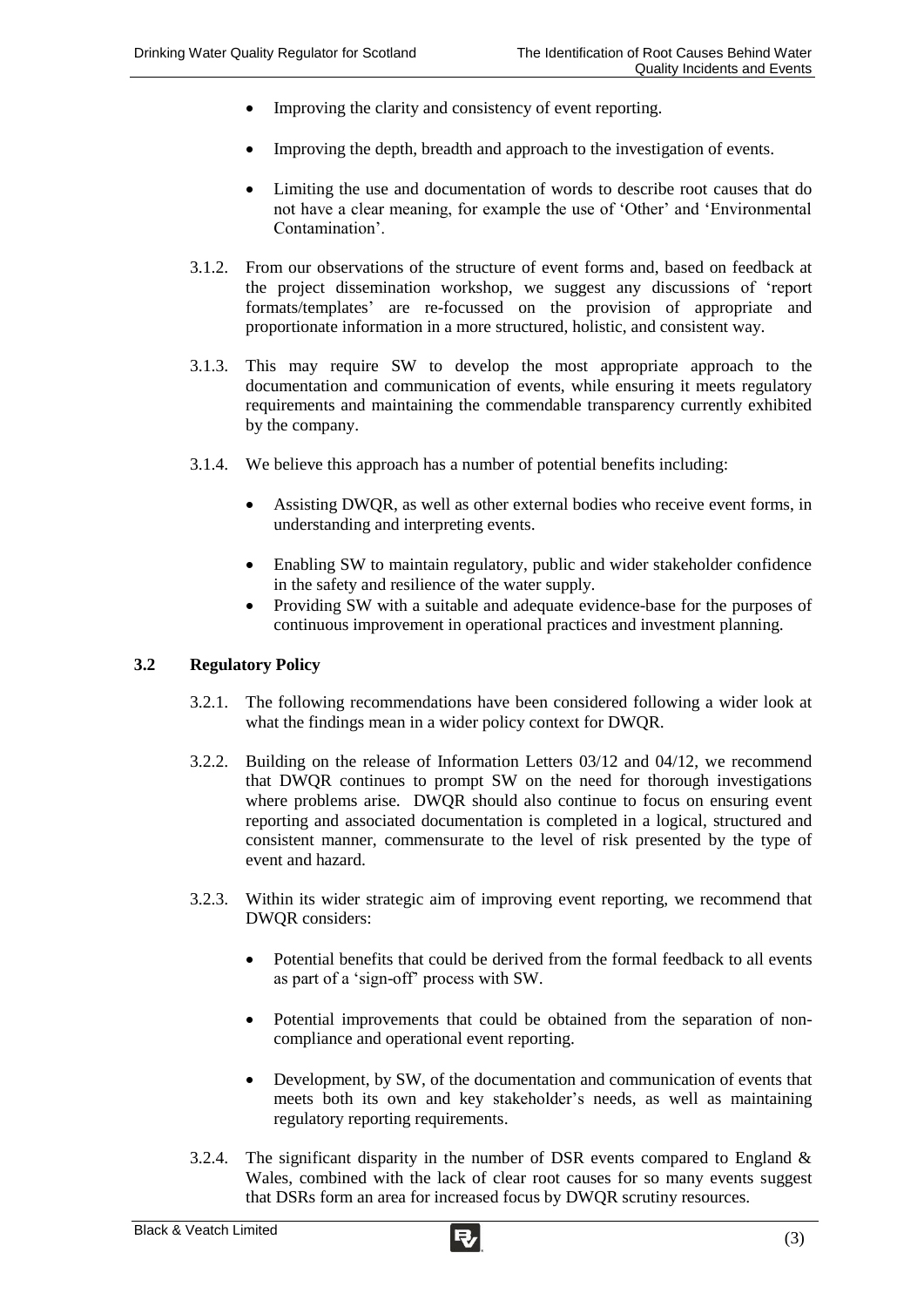- Improving the clarity and consistency of event reporting.
- Improving the depth, breadth and approach to the investigation of events.
- Limiting the use and documentation of words to describe root causes that do not have a clear meaning, for example the use of 'Other' and 'Environmental Contamination'.

3.1.2. From our observations of the structure of event forms and, based on feedback at the project dissemination workshop, we suggest any discussions of 'report formats/templates' are re-focussed on the provision of appropriate and proportionate information in a more structured, holistic, and consistent way.

3.1.3. This may require SW to develop the most appropriate approach to the documentation and communication of events, while ensuring it meets regulatory requirements and maintaining the commendable transparency currently exhibited by the company.

3.1.4. We believe this approach has a number of potential benefits including:

- Assisting DWQR, as well as other external bodies who receive event forms, in understanding and interpreting events.
- Enabling SW to maintain regulatory, public and wider stakeholder confidence in the safety and resilience of the water supply.
- Providing SW with a suitable and adequate evidence-base for the purposes of continuous improvement in operational practices and investment planning.

### 3.2 Regulatory Policy

3.2.1. The following recommendations have been considered following a wider look at what the findings mean in a wider policy context for DWQR.

3.2.2. Building on the release of Information Letters 03/12 and 04/12, we recommend that DWQR continues to prompt SW on the need for thorough investigations where problems arise. DWQR should also continue to focus on ensuring event reporting and associated documentation is completed in a logical, structured and consistent manner, commensurate to the level of risk presented by the type of event and hazard.

3.2.3. Within its wider strategic aim of improving event reporting, we recommend that DWQR considers:

- Potential benefits that could be derived from the formal feedback to all events as part of a 'sign-off' process with SW.
- Potential improvements that could be obtained from the separation of non-compliance and operational event reporting.
- Development, by SW, of the documentation and communication of events that meets both its own and key stakeholder's needs, as well as maintaining regulatory reporting requirements.

3.2.4. The significant disparity in the number of DSR events compared to England & Wales, combined with the lack of clear root causes for so many events suggest that DSRs form an area for increased focus by DWQR scrutiny resources.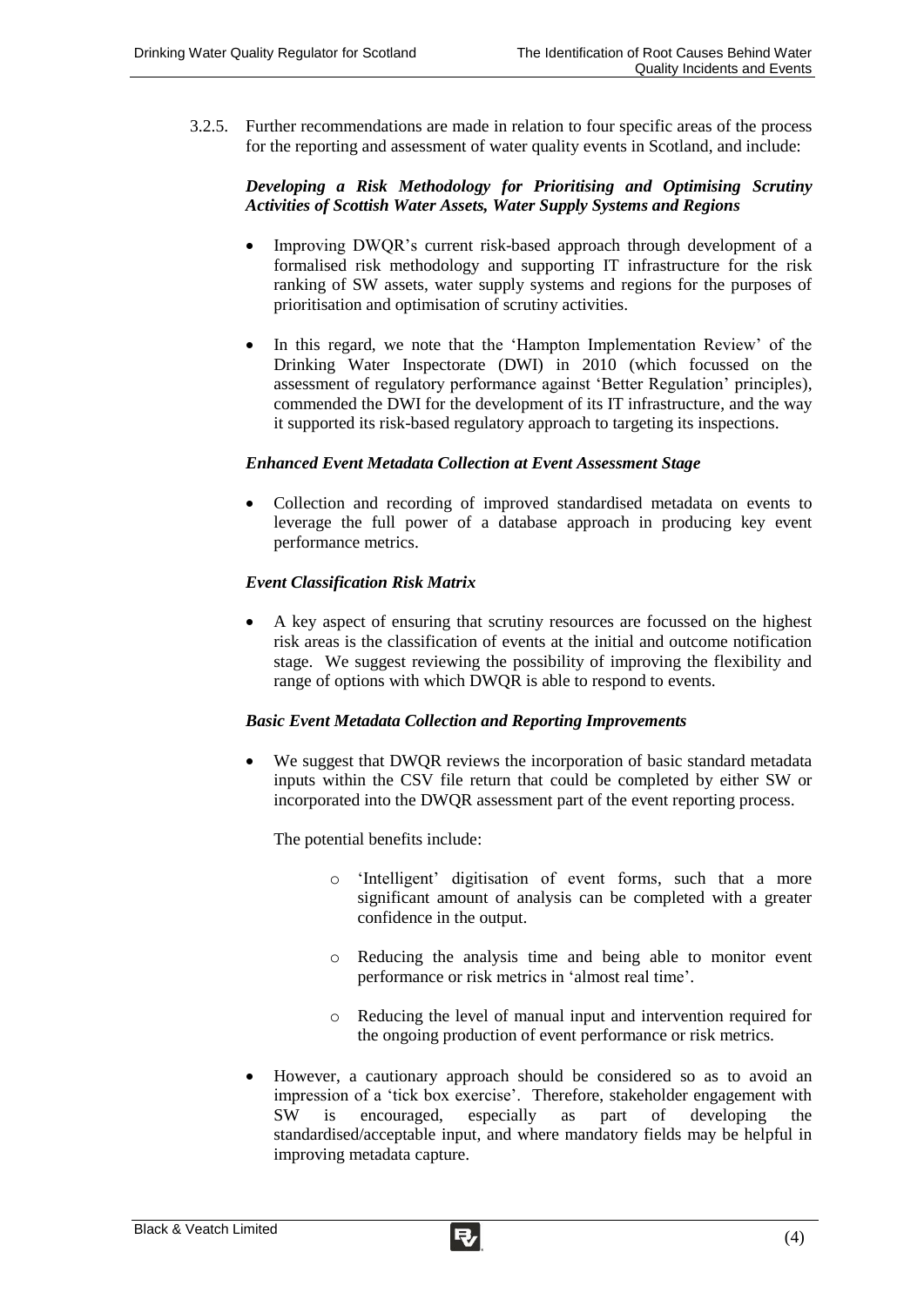3.2.5. Further recommendations are made in relation to four specific areas of the process for the reporting and assessment of water quality events in Scotland, and include:

***Developing a Risk Methodology for Prioritising and Optimising Scrutiny Activities of Scottish Water Assets, Water Supply Systems and Regions***

- Improving DWQR's current risk-based approach through development of a formalised risk methodology and supporting IT infrastructure for the risk ranking of SW assets, water supply systems and regions for the purposes of prioritisation and optimisation of scrutiny activities.
- In this regard, we note that the 'Hampton Implementation Review' of the Drinking Water Inspectorate (DWI) in 2010 (which focussed on the assessment of regulatory performance against 'Better Regulation' principles), commended the DWI for the development of its IT infrastructure, and the way it supported its risk-based regulatory approach to targeting its inspections.

***Enhanced Event Metadata Collection at Event Assessment Stage***

- Collection and recording of improved standardised metadata on events to leverage the full power of a database approach in producing key event performance metrics.

***Event Classification Risk Matrix***

- A key aspect of ensuring that scrutiny resources are focussed on the highest risk areas is the classification of events at the initial and outcome notification stage. We suggest reviewing the possibility of improving the flexibility and range of options with which DWQR is able to respond to events.

***Basic Event Metadata Collection and Reporting Improvements***

- We suggest that DWQR reviews the incorporation of basic standard metadata inputs within the CSV file return that could be completed by either SW or incorporated into the DWQR assessment part of the event reporting process.

  The potential benefits include:

  - 'Intelligent' digitisation of event forms, such that a more significant amount of analysis can be completed with a greater confidence in the output.
  - Reducing the analysis time and being able to monitor event performance or risk metrics in 'almost real time'.
  - Reducing the level of manual input and intervention required for the ongoing production of event performance or risk metrics.

- However, a cautionary approach should be considered so as to avoid an impression of a 'tick box exercise'. Therefore, stakeholder engagement with SW is encouraged, especially as part of developing the standardised/acceptable input, and where mandatory fields may be helpful in improving metadata capture.